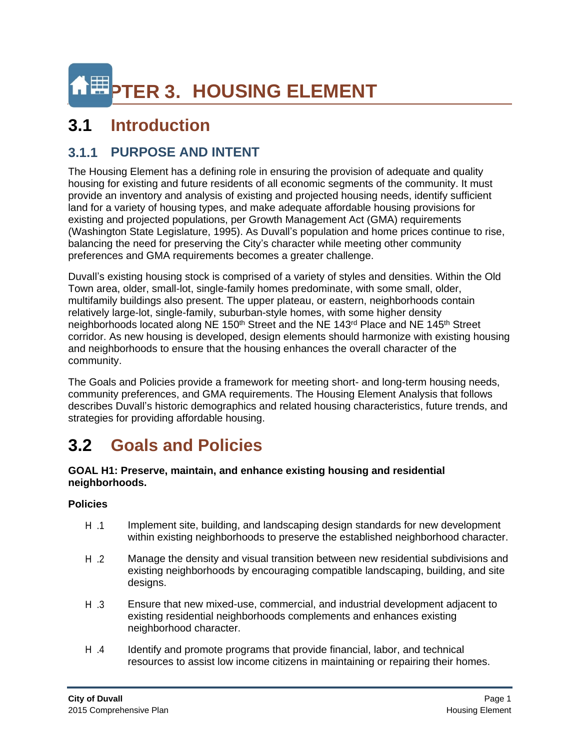# CHAPTER 3. HOUSING ELEMENT

## 3.1 Introduction

### 3.1.1 PURPOSE AND INTENT

The Housing Element has a defining role in ensuring the provision of adequate and quality housing for existing and future residents of all economic segments of the community. It must provide an inventory and analysis of existing and projected housing needs, identify sufficient land for a variety of housing types, and make adequate affordable housing provisions for existing and projected populations, per Growth Management Act (GMA) requirements (Washington State Legislature, 1995). As Duvall's population and home prices continue to rise, balancing the need for preserving the City's character while meeting other community preferences and GMA requirements becomes a greater challenge.

Duvall's existing housing stock is comprised of a variety of styles and densities. Within the Old Town area, older, small-lot, single-family homes predominate, with some small, older, multifamily buildings also present. The upper plateau, or eastern, neighborhoods contain relatively large-lot, single-family, suburban-style homes, with some higher density neighborhoods located along NE 150th Street and the NE 143rd Place and NE 145th Street corridor. As new housing is developed, design elements should harmonize with existing housing and neighborhoods to ensure that the housing enhances the overall character of the community.

The Goals and Policies provide a framework for meeting short- and long-term housing needs, community preferences, and GMA requirements. The Housing Element Analysis that follows describes Duvall's historic demographics and related housing characteristics, future trends, and strategies for providing affordable housing.

## 3.2 Goals and Policies

**GOAL H1: Preserve, maintain, and enhance existing housing and residential neighborhoods.**

**Policies**

H .1 Implement site, building, and landscaping design standards for new development within existing neighborhoods to preserve the established neighborhood character.

H .2 Manage the density and visual transition between new residential subdivisions and existing neighborhoods by encouraging compatible landscaping, building, and site designs.

H .3 Ensure that new mixed-use, commercial, and industrial development adjacent to existing residential neighborhoods complements and enhances existing neighborhood character.

H .4 Identify and promote programs that provide financial, labor, and technical resources to assist low income citizens in maintaining or repairing their homes.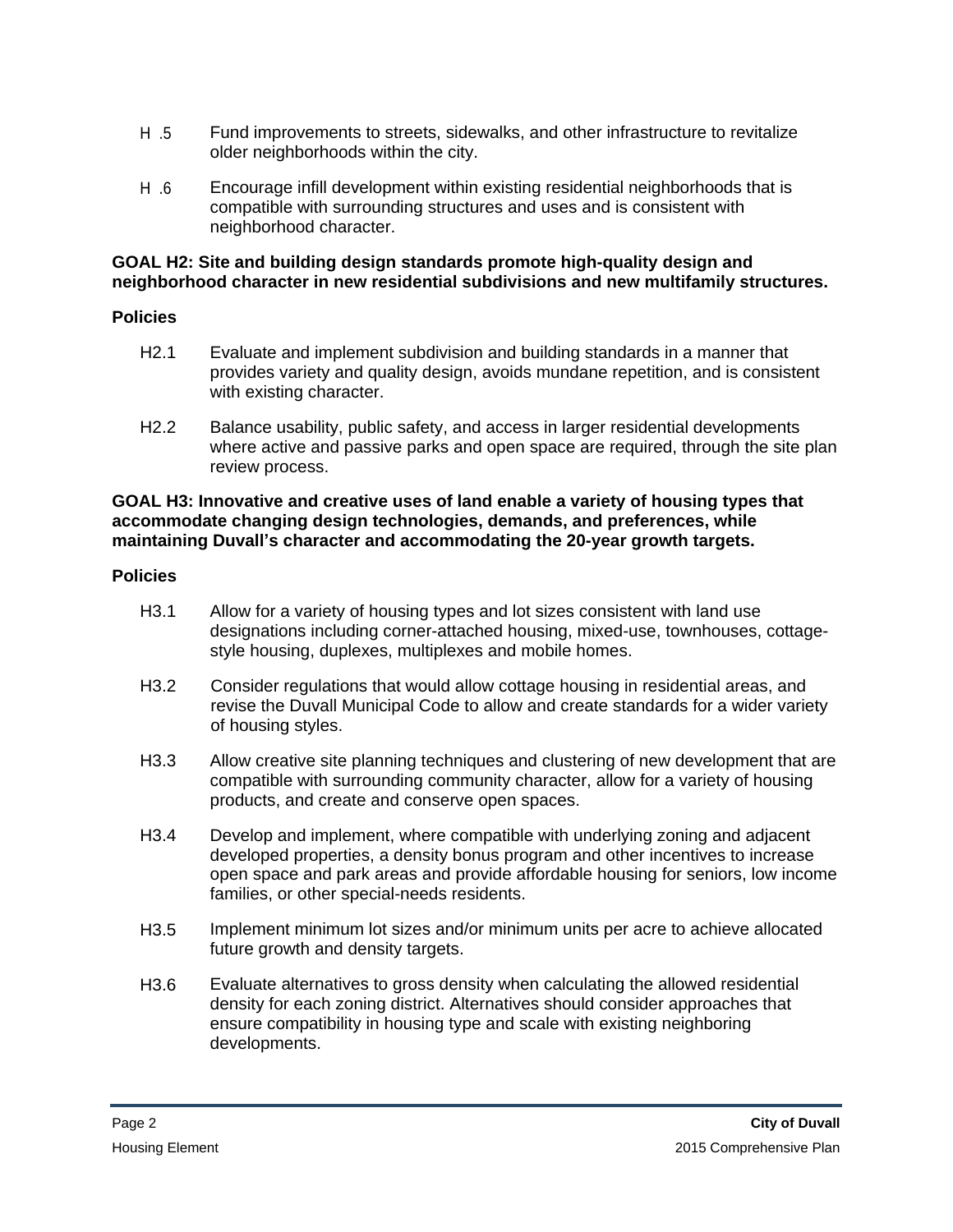H .5 Fund improvements to streets, sidewalks, and other infrastructure to revitalize older neighborhoods within the city.

H .6 Encourage infill development within existing residential neighborhoods that is compatible with surrounding structures and uses and is consistent with neighborhood character.

**GOAL H2: Site and building design standards promote high-quality design and neighborhood character in new residential subdivisions and new multifamily structures.**

**Policies**

H2.1 Evaluate and implement subdivision and building standards in a manner that provides variety and quality design, avoids mundane repetition, and is consistent with existing character.

H2.2 Balance usability, public safety, and access in larger residential developments where active and passive parks and open space are required, through the site plan review process.

**GOAL H3: Innovative and creative uses of land enable a variety of housing types that accommodate changing design technologies, demands, and preferences, while maintaining Duvall's character and accommodating the 20-year growth targets.**

**Policies**

H3.1 Allow for a variety of housing types and lot sizes consistent with land use designations including corner-attached housing, mixed-use, townhouses, cottage-style housing, duplexes, multiplexes and mobile homes.

H3.2 Consider regulations that would allow cottage housing in residential areas, and revise the Duvall Municipal Code to allow and create standards for a wider variety of housing styles.

H3.3 Allow creative site planning techniques and clustering of new development that are compatible with surrounding community character, allow for a variety of housing products, and create and conserve open spaces.

H3.4 Develop and implement, where compatible with underlying zoning and adjacent developed properties, a density bonus program and other incentives to increase open space and park areas and provide affordable housing for seniors, low income families, or other special-needs residents.

H3.5 Implement minimum lot sizes and/or minimum units per acre to achieve allocated future growth and density targets.

H3.6 Evaluate alternatives to gross density when calculating the allowed residential density for each zoning district. Alternatives should consider approaches that ensure compatibility in housing type and scale with existing neighboring developments.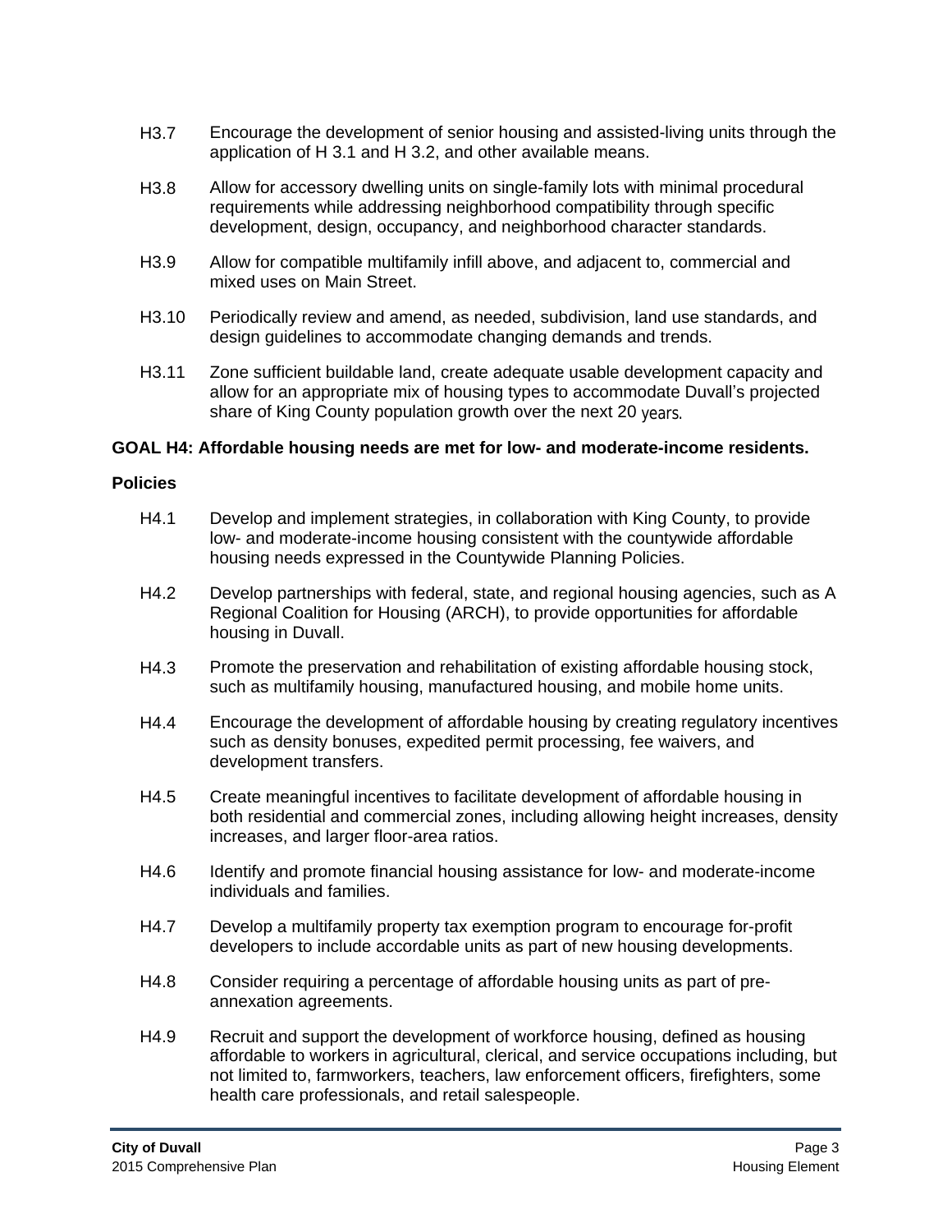H3.7 Encourage the development of senior housing and assisted-living units through the application of H 3.1 and H 3.2, and other available means.

H3.8 Allow for accessory dwelling units on single-family lots with minimal procedural requirements while addressing neighborhood compatibility through specific development, design, occupancy, and neighborhood character standards.

H3.9 Allow for compatible multifamily infill above, and adjacent to, commercial and mixed uses on Main Street.

H3.10 Periodically review and amend, as needed, subdivision, land use standards, and design guidelines to accommodate changing demands and trends.

H3.11 Zone sufficient buildable land, create adequate usable development capacity and allow for an appropriate mix of housing types to accommodate Duvall's projected share of King County population growth over the next 20 years.

**GOAL H4: Affordable housing needs are met for low- and moderate-income residents.**

**Policies**

H4.1 Develop and implement strategies, in collaboration with King County, to provide low- and moderate-income housing consistent with the countywide affordable housing needs expressed in the Countywide Planning Policies.

H4.2 Develop partnerships with federal, state, and regional housing agencies, such as A Regional Coalition for Housing (ARCH), to provide opportunities for affordable housing in Duvall.

H4.3 Promote the preservation and rehabilitation of existing affordable housing stock, such as multifamily housing, manufactured housing, and mobile home units.

H4.4 Encourage the development of affordable housing by creating regulatory incentives such as density bonuses, expedited permit processing, fee waivers, and development transfers.

H4.5 Create meaningful incentives to facilitate development of affordable housing in both residential and commercial zones, including allowing height increases, density increases, and larger floor-area ratios.

H4.6 Identify and promote financial housing assistance for low- and moderate-income individuals and families.

H4.7 Develop a multifamily property tax exemption program to encourage for-profit developers to include accordable units as part of new housing developments.

H4.8 Consider requiring a percentage of affordable housing units as part of pre-annexation agreements.

H4.9 Recruit and support the development of workforce housing, defined as housing affordable to workers in agricultural, clerical, and service occupations including, but not limited to, farmworkers, teachers, law enforcement officers, firefighters, some health care professionals, and retail salespeople.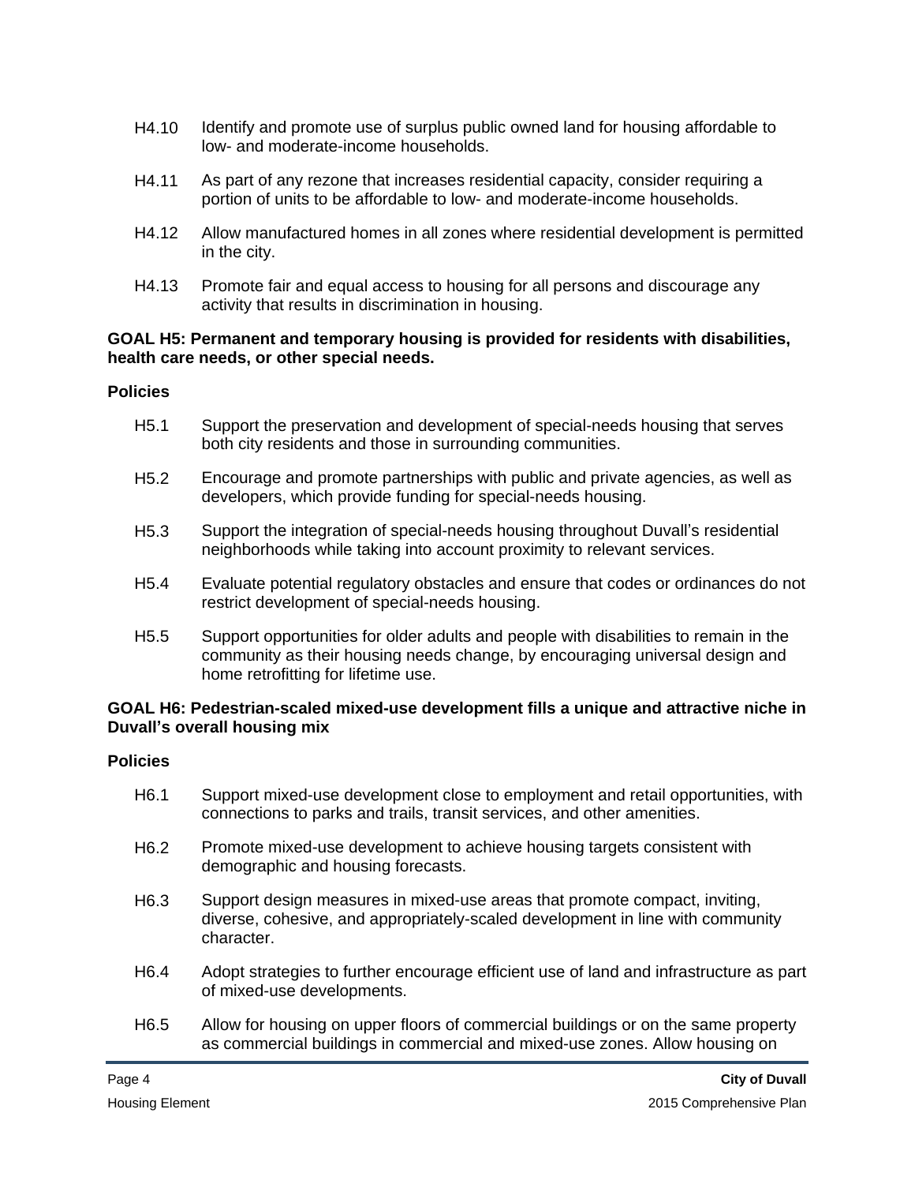H4.10 Identify and promote use of surplus public owned land for housing affordable to low- and moderate-income households.

H4.11 As part of any rezone that increases residential capacity, consider requiring a portion of units to be affordable to low- and moderate-income households.

H4.12 Allow manufactured homes in all zones where residential development is permitted in the city.

H4.13 Promote fair and equal access to housing for all persons and discourage any activity that results in discrimination in housing.

**GOAL H5: Permanent and temporary housing is provided for residents with disabilities, health care needs, or other special needs.**

**Policies**

H5.1 Support the preservation and development of special-needs housing that serves both city residents and those in surrounding communities.

H5.2 Encourage and promote partnerships with public and private agencies, as well as developers, which provide funding for special-needs housing.

H5.3 Support the integration of special-needs housing throughout Duvall's residential neighborhoods while taking into account proximity to relevant services.

H5.4 Evaluate potential regulatory obstacles and ensure that codes or ordinances do not restrict development of special-needs housing.

H5.5 Support opportunities for older adults and people with disabilities to remain in the community as their housing needs change, by encouraging universal design and home retrofitting for lifetime use.

**GOAL H6: Pedestrian-scaled mixed-use development fills a unique and attractive niche in Duvall's overall housing mix**

**Policies**

H6.1 Support mixed-use development close to employment and retail opportunities, with connections to parks and trails, transit services, and other amenities.

H6.2 Promote mixed-use development to achieve housing targets consistent with demographic and housing forecasts.

H6.3 Support design measures in mixed-use areas that promote compact, inviting, diverse, cohesive, and appropriately-scaled development in line with community character.

H6.4 Adopt strategies to further encourage efficient use of land and infrastructure as part of mixed-use developments.

H6.5 Allow for housing on upper floors of commercial buildings or on the same property as commercial buildings in commercial and mixed-use zones. Allow housing on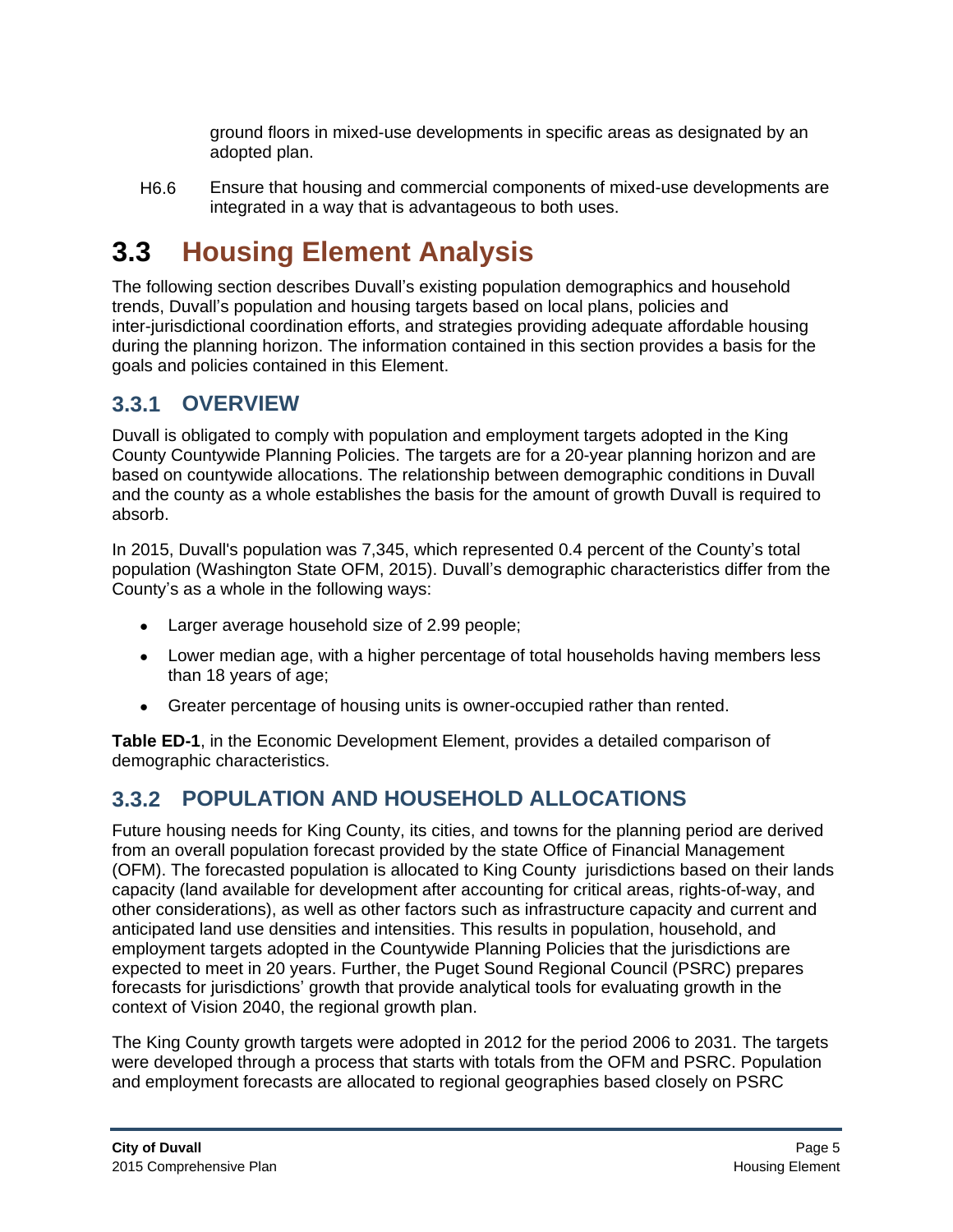ground floors in mixed-use developments in specific areas as designated by an adopted plan.

H6.6 Ensure that housing and commercial components of mixed-use developments are integrated in a way that is advantageous to both uses.

# 3.3 Housing Element Analysis

The following section describes Duvall's existing population demographics and household trends, Duvall's population and housing targets based on local plans, policies and inter-jurisdictional coordination efforts, and strategies providing adequate affordable housing during the planning horizon. The information contained in this section provides a basis for the goals and policies contained in this Element.

## 3.3.1 OVERVIEW

Duvall is obligated to comply with population and employment targets adopted in the King County Countywide Planning Policies. The targets are for a 20-year planning horizon and are based on countywide allocations. The relationship between demographic conditions in Duvall and the county as a whole establishes the basis for the amount of growth Duvall is required to absorb.

In 2015, Duvall's population was 7,345, which represented 0.4 percent of the County's total population (Washington State OFM, 2015). Duvall's demographic characteristics differ from the County's as a whole in the following ways:

- Larger average household size of 2.99 people;
- Lower median age, with a higher percentage of total households having members less than 18 years of age;
- Greater percentage of housing units is owner-occupied rather than rented.

**Table ED-1**, in the Economic Development Element, provides a detailed comparison of demographic characteristics.

## 3.3.2 POPULATION AND HOUSEHOLD ALLOCATIONS

Future housing needs for King County, its cities, and towns for the planning period are derived from an overall population forecast provided by the state Office of Financial Management (OFM). The forecasted population is allocated to King County jurisdictions based on their lands capacity (land available for development after accounting for critical areas, rights-of-way, and other considerations), as well as other factors such as infrastructure capacity and current and anticipated land use densities and intensities. This results in population, household, and employment targets adopted in the Countywide Planning Policies that the jurisdictions are expected to meet in 20 years. Further, the Puget Sound Regional Council (PSRC) prepares forecasts for jurisdictions' growth that provide analytical tools for evaluating growth in the context of Vision 2040, the regional growth plan.

The King County growth targets were adopted in 2012 for the period 2006 to 2031. The targets were developed through a process that starts with totals from the OFM and PSRC. Population and employment forecasts are allocated to regional geographies based closely on PSRC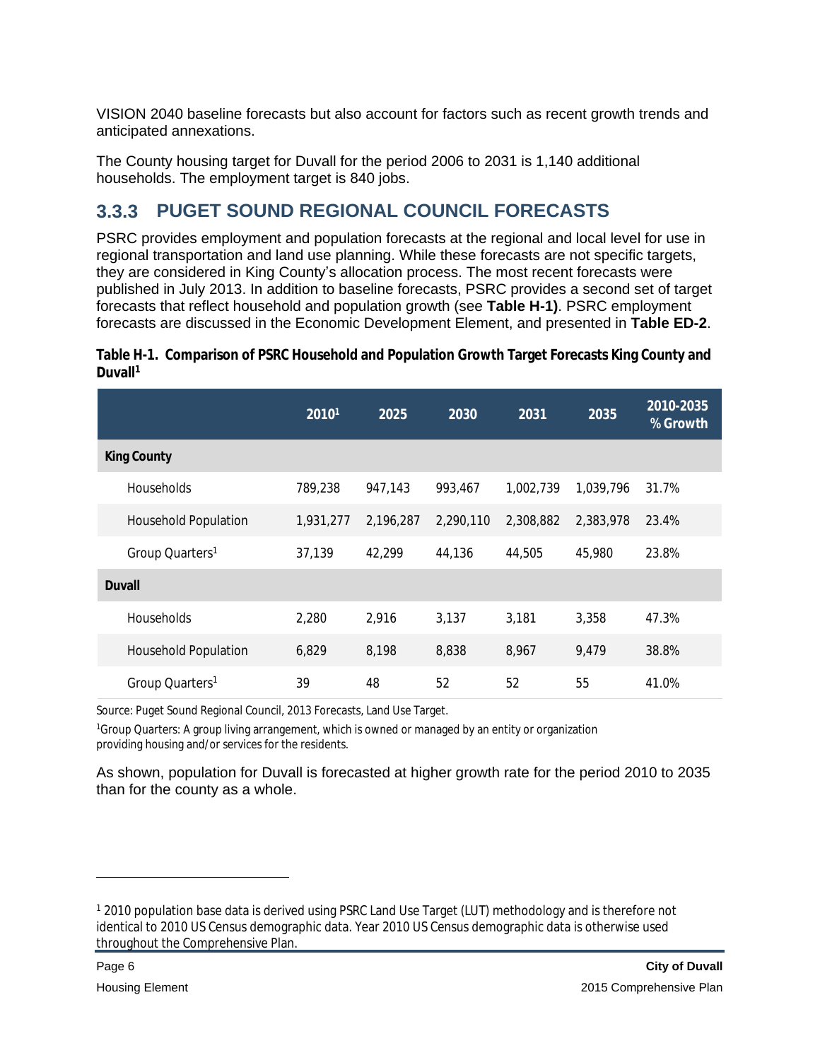VISION 2040 baseline forecasts but also account for factors such as recent growth trends and anticipated annexations.

The County housing target for Duvall for the period 2006 to 2031 is 1,140 additional households. The employment target is 840 jobs.

### 3.3.3 PUGET SOUND REGIONAL COUNCIL FORECASTS

PSRC provides employment and population forecasts at the regional and local level for use in regional transportation and land use planning. While these forecasts are not specific targets, they are considered in King County's allocation process. The most recent forecasts were published in July 2013. In addition to baseline forecasts, PSRC provides a second set of target forecasts that reflect household and population growth (see **Table H-1)**. PSRC employment forecasts are discussed in the Economic Development Element, and presented in **Table ED-2**.

**Table H-1. Comparison of PSRC Household and Population Growth Target Forecasts King County and Duvall[1]**

| | 2010[1] | 2025 | 2030 | 2031 | 2035 | 2010-2035 % Growth |
|---|---|---|---|---|---|---|
| **King County** | | | | | | |
| Households | 789,238 | 947,143 | 993,467 | 1,002,739 | 1,039,796 | 31.7% |
| Household Population | 1,931,277 | 2,196,287 | 2,290,110 | 2,308,882 | 2,383,978 | 23.4% |
| Group Quarters[1] | 37,139 | 42,299 | 44,136 | 44,505 | 45,980 | 23.8% |
| **Duvall** | | | | | | |
| Households | 2,280 | 2,916 | 3,137 | 3,181 | 3,358 | 47.3% |
| Household Population | 6,829 | 8,198 | 8,838 | 8,967 | 9,479 | 38.8% |
| Group Quarters[1] | 39 | 48 | 52 | 52 | 55 | 41.0% |

Source: Puget Sound Regional Council, 2013 Forecasts, Land Use Target.

[1]Group Quarters: A group living arrangement, which is owned or managed by an entity or organization providing housing and/or services for the residents.

As shown, population for Duvall is forecasted at higher growth rate for the period 2010 to 2035 than for the county as a whole.

[1] 2010 population base data is derived using PSRC Land Use Target (LUT) methodology and is therefore not identical to 2010 US Census demographic data. Year 2010 US Census demographic data is otherwise used throughout the Comprehensive Plan.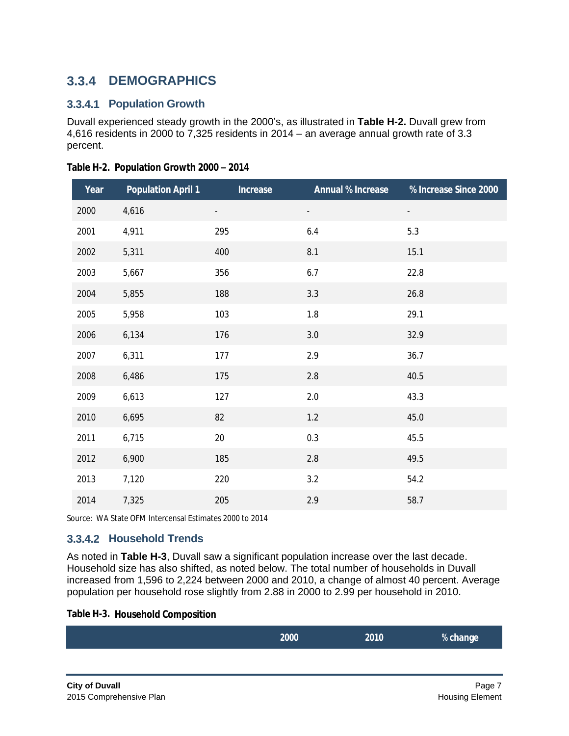## 3.3.4 DEMOGRAPHICS

### 3.3.4.1 Population Growth

Duvall experienced steady growth in the 2000's, as illustrated in **Table H-2.** Duvall grew from 4,616 residents in 2000 to 7,325 residents in 2014 – an average annual growth rate of 3.3 percent.

**Table H-2. Population Growth 2000 – 2014**

| Year | Population April 1 | Increase | Annual % Increase | % Increase Since 2000 |
|---|---|---|---|---|
| 2000 | 4,616 | - | - | - |
| 2001 | 4,911 | 295 | 6.4 | 5.3 |
| 2002 | 5,311 | 400 | 8.1 | 15.1 |
| 2003 | 5,667 | 356 | 6.7 | 22.8 |
| 2004 | 5,855 | 188 | 3.3 | 26.8 |
| 2005 | 5,958 | 103 | 1.8 | 29.1 |
| 2006 | 6,134 | 176 | 3.0 | 32.9 |
| 2007 | 6,311 | 177 | 2.9 | 36.7 |
| 2008 | 6,486 | 175 | 2.8 | 40.5 |
| 2009 | 6,613 | 127 | 2.0 | 43.3 |
| 2010 | 6,695 | 82 | 1.2 | 45.0 |
| 2011 | 6,715 | 20 | 0.3 | 45.5 |
| 2012 | 6,900 | 185 | 2.8 | 49.5 |
| 2013 | 7,120 | 220 | 3.2 | 54.2 |
| 2014 | 7,325 | 205 | 2.9 | 58.7 |

Source: WA State OFM Intercensal Estimates 2000 to 2014

### 3.3.4.2 Household Trends

As noted in **Table H-3**, Duvall saw a significant population increase over the last decade. Household size has also shifted, as noted below. The total number of households in Duvall increased from 1,596 to 2,224 between 2000 and 2010, a change of almost 40 percent. Average population per household rose slightly from 2.88 in 2000 to 2.99 per household in 2010.

**Table H-3. Household Composition**

| | 2000 | 2010 | % change |
|---|---|---|---|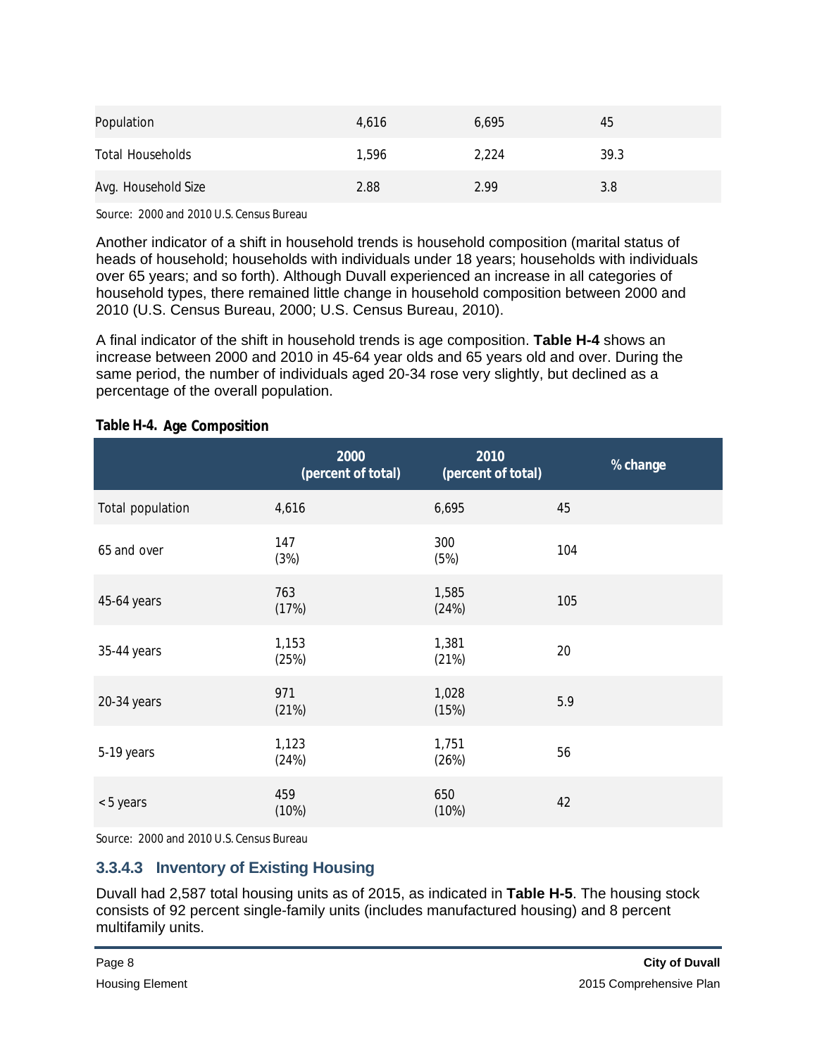| | | | |
|---|---|---|---|
| Population | 4,616 | 6,695 | 45 |
| Total Households | 1,596 | 2,224 | 39.3 |
| Avg. Household Size | 2.88 | 2.99 | 3.8 |

Source: 2000 and 2010 U.S. Census Bureau

Another indicator of a shift in household trends is household composition (marital status of heads of household; households with individuals under 18 years; households with individuals over 65 years; and so forth). Although Duvall experienced an increase in all categories of household types, there remained little change in household composition between 2000 and 2010 (U.S. Census Bureau, 2000; U.S. Census Bureau, 2010).

A final indicator of the shift in household trends is age composition. **Table H-4** shows an increase between 2000 and 2010 in 45-64 year olds and 65 years old and over. During the same period, the number of individuals aged 20-34 rose very slightly, but declined as a percentage of the overall population.

**Table H-4. Age Composition**

| | 2000 (percent of total) | 2010 (percent of total) | % change |
|---|---|---|---|
| Total population | 4,616 | 6,695 | 45 |
| 65 and over | 147 (3%) | 300 (5%) | 104 |
| 45-64 years | 763 (17%) | 1,585 (24%) | 105 |
| 35-44 years | 1,153 (25%) | 1,381 (21%) | 20 |
| 20-34 years | 971 (21%) | 1,028 (15%) | 5.9 |
| 5-19 years | 1,123 (24%) | 1,751 (26%) | 56 |
| < 5 years | 459 (10%) | 650 (10%) | 42 |

Source: 2000 and 2010 U.S. Census Bureau

### 3.3.4.3 Inventory of Existing Housing

Duvall had 2,587 total housing units as of 2015, as indicated in **Table H-5**. The housing stock consists of 92 percent single-family units (includes manufactured housing) and 8 percent multifamily units.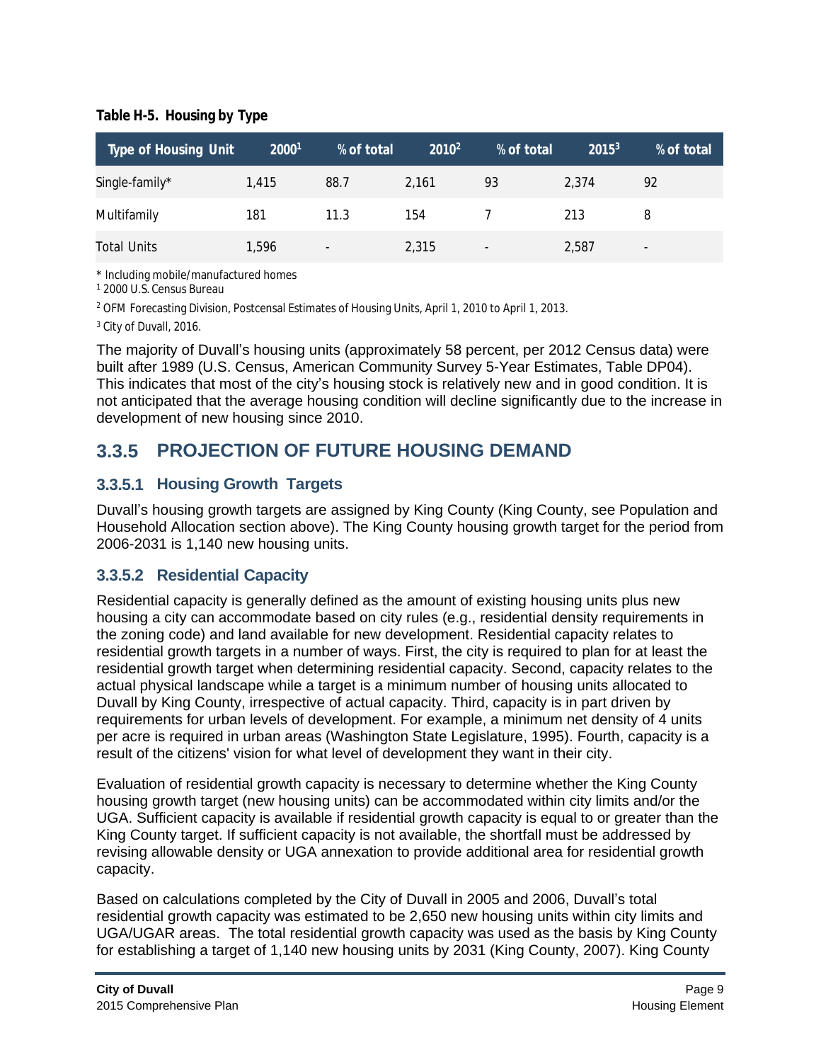**Table H-5. Housing by Type**

| Type of Housing Unit | 2000[1] | % of total | 2010[2] | % of total | 2015[3] | % of total |
|---|---|---|---|---|---|---|
| Single-family* | 1,415 | 88.7 | 2,161 | 93 | 2,374 | 92 |
| Multifamily | 181 | 11.3 | 154 | 7 | 213 | 8 |
| Total Units | 1,596 | - | 2,315 | - | 2,587 | - |

* Including mobile/manufactured homes

[1] 2000 U.S. Census Bureau

[2] OFM Forecasting Division, Postcensal Estimates of Housing Units, April 1, 2010 to April 1, 2013.

[3] City of Duvall, 2016.

The majority of Duvall's housing units (approximately 58 percent, per 2012 Census data) were built after 1989 (U.S. Census, American Community Survey 5-Year Estimates, Table DP04). This indicates that most of the city's housing stock is relatively new and in good condition. It is not anticipated that the average housing condition will decline significantly due to the increase in development of new housing since 2010.

## 3.3.5 PROJECTION OF FUTURE HOUSING DEMAND

### 3.3.5.1 Housing Growth Targets

Duvall's housing growth targets are assigned by King County (King County, see Population and Household Allocation section above). The King County housing growth target for the period from 2006-2031 is 1,140 new housing units.

### 3.3.5.2 Residential Capacity

Residential capacity is generally defined as the amount of existing housing units plus new housing a city can accommodate based on city rules (e.g., residential density requirements in the zoning code) and land available for new development. Residential capacity relates to residential growth targets in a number of ways. First, the city is required to plan for at least the residential growth target when determining residential capacity. Second, capacity relates to the actual physical landscape while a target is a minimum number of housing units allocated to Duvall by King County, irrespective of actual capacity. Third, capacity is in part driven by requirements for urban levels of development. For example, a minimum net density of 4 units per acre is required in urban areas (Washington State Legislature, 1995). Fourth, capacity is a result of the citizens' vision for what level of development they want in their city.

Evaluation of residential growth capacity is necessary to determine whether the King County housing growth target (new housing units) can be accommodated within city limits and/or the UGA. Sufficient capacity is available if residential growth capacity is equal to or greater than the King County target. If sufficient capacity is not available, the shortfall must be addressed by revising allowable density or UGA annexation to provide additional area for residential growth capacity.

Based on calculations completed by the City of Duvall in 2005 and 2006, Duvall's total residential growth capacity was estimated to be 2,650 new housing units within city limits and UGA/UGAR areas. The total residential growth capacity was used as the basis by King County for establishing a target of 1,140 new housing units by 2031 (King County, 2007). King County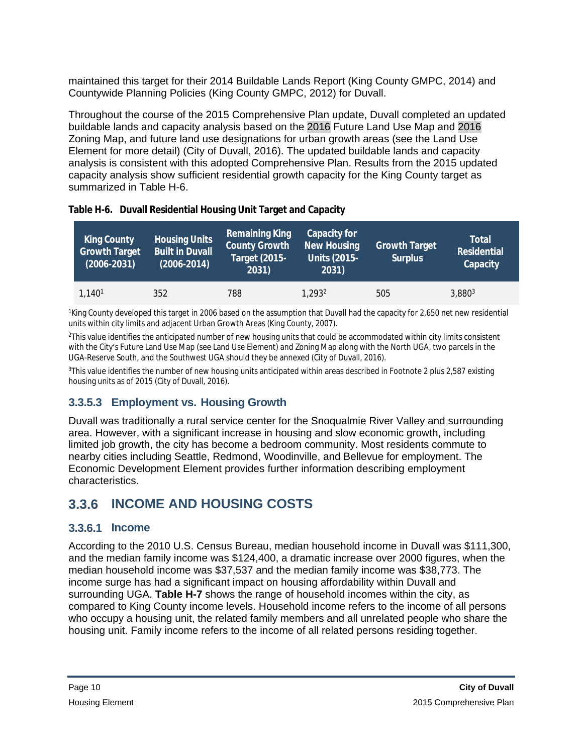maintained this target for their 2014 Buildable Lands Report (King County GMPC, 2014) and Countywide Planning Policies (King County GMPC, 2012) for Duvall.

Throughout the course of the 2015 Comprehensive Plan update, Duvall completed an updated buildable lands and capacity analysis based on the 2016 Future Land Use Map and 2016 Zoning Map, and future land use designations for urban growth areas (see the Land Use Element for more detail) (City of Duvall, 2016). The updated buildable lands and capacity analysis is consistent with this adopted Comprehensive Plan. Results from the 2015 updated capacity analysis show sufficient residential growth capacity for the King County target as summarized in Table H-6.

**Table H-6. Duvall Residential Housing Unit Target and Capacity**

| King County Growth Target (2006-2031) | Housing Units Built in Duvall (2006-2014) | Remaining King County Growth Target (2015-2031) | Capacity for New Housing Units (2015-2031) | Growth Target Surplus | Total Residential Capacity |
|---|---|---|---|---|---|
| 1,140[1] | 352 | 788 | 1,293[2] | 505 | 3,880[3] |

[1]King County developed this target in 2006 based on the assumption that Duvall had the capacity for 2,650 net new residential units within city limits and adjacent Urban Growth Areas (King County, 2007).

[2]This value identifies the anticipated number of new housing units that could be accommodated within city limits consistent with the City's Future Land Use Map (see Land Use Element) and Zoning Map along with the North UGA, two parcels in the UGA-Reserve South, and the Southwest UGA should they be annexed (City of Duvall, 2016).

[3]This value identifies the number of new housing units anticipated within areas described in Footnote 2 plus 2,587 existing housing units as of 2015 (City of Duvall, 2016).

### 3.3.5.3 Employment vs. Housing Growth

Duvall was traditionally a rural service center for the Snoqualmie River Valley and surrounding area. However, with a significant increase in housing and slow economic growth, including limited job growth, the city has become a bedroom community. Most residents commute to nearby cities including Seattle, Redmond, Woodinville, and Bellevue for employment. The Economic Development Element provides further information describing employment characteristics.

## 3.3.6 INCOME AND HOUSING COSTS

### 3.3.6.1 Income

According to the 2010 U.S. Census Bureau, median household income in Duvall was $111,300, and the median family income was $124,400, a dramatic increase over 2000 figures, when the median household income was $37,537 and the median family income was $38,773. The income surge has had a significant impact on housing affordability within Duvall and surrounding UGA. **Table H-7** shows the range of household incomes within the city, as compared to King County income levels. Household income refers to the income of all persons who occupy a housing unit, the related family members and all unrelated people who share the housing unit. Family income refers to the income of all related persons residing together.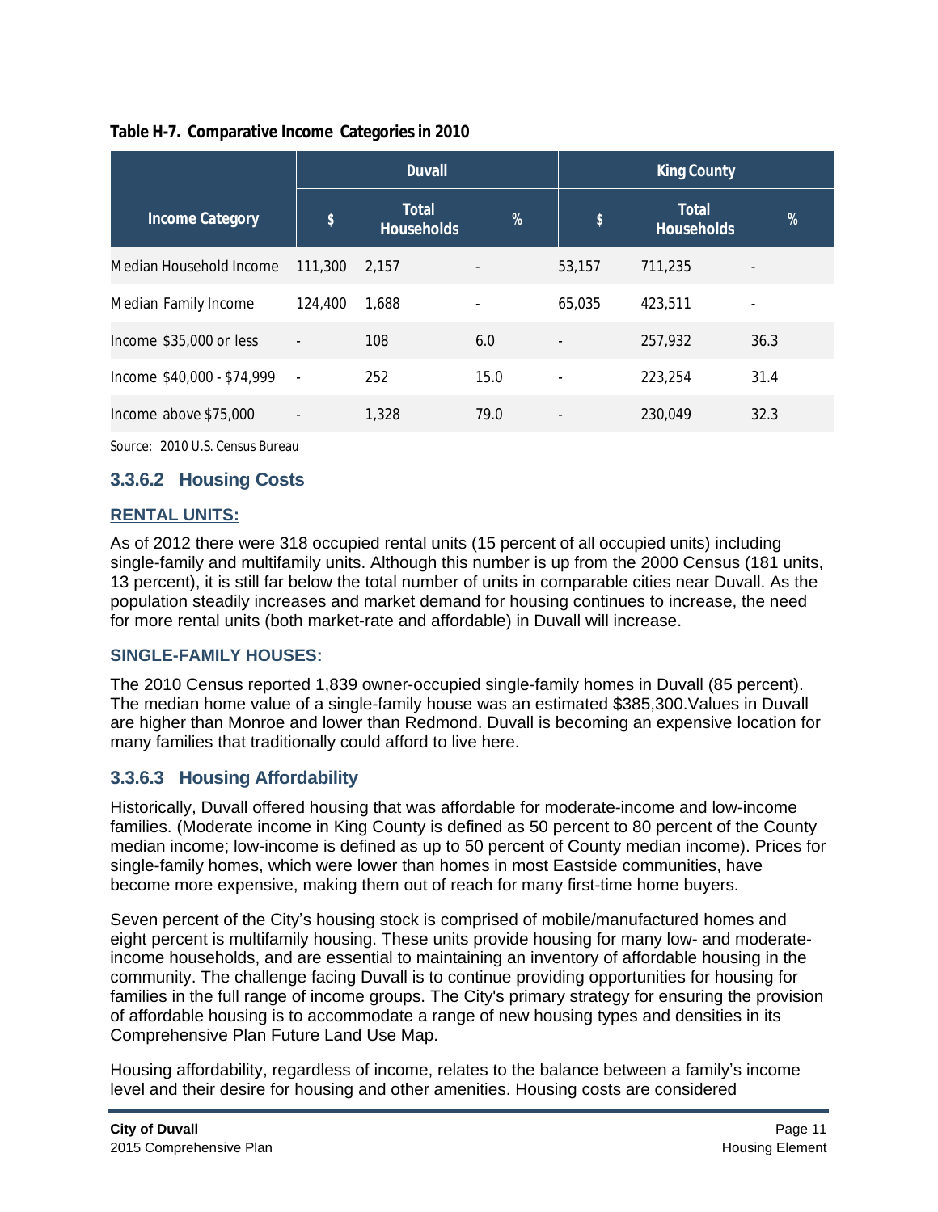**Table H-7. Comparative Income Categories in 2010**

| Income Category | Duvall | | | King County | | |
|---|---|---|---|---|---|---|
| | $ | Total Households | % | $ | Total Households | % |
| Median Household Income | 111,300 | 2,157 | - | 53,157 | 711,235 | - |
| Median Family Income | 124,400 | 1,688 | - | 65,035 | 423,511 | - |
| Income $35,000 or less | - | 108 | 6.0 | - | 257,932 | 36.3 |
| Income $40,000 - $74,999 | - | 252 | 15.0 | - | 223,254 | 31.4 |
| Income above $75,000 | - | 1,328 | 79.0 | - | 230,049 | 32.3 |

Source: 2010 U.S. Census Bureau

### 3.3.6.2 Housing Costs

**RENTAL UNITS:**

As of 2012 there were 318 occupied rental units (15 percent of all occupied units) including single-family and multifamily units. Although this number is up from the 2000 Census (181 units, 13 percent), it is still far below the total number of units in comparable cities near Duvall. As the population steadily increases and market demand for housing continues to increase, the need for more rental units (both market-rate and affordable) in Duvall will increase.

**SINGLE-FAMILY HOUSES:**

The 2010 Census reported 1,839 owner-occupied single-family homes in Duvall (85 percent). The median home value of a single-family house was an estimated $385,300.Values in Duvall are higher than Monroe and lower than Redmond. Duvall is becoming an expensive location for many families that traditionally could afford to live here.

### 3.3.6.3 Housing Affordability

Historically, Duvall offered housing that was affordable for moderate-income and low-income families. (Moderate income in King County is defined as 50 percent to 80 percent of the County median income; low-income is defined as up to 50 percent of County median income). Prices for single-family homes, which were lower than homes in most Eastside communities, have become more expensive, making them out of reach for many first-time home buyers.

Seven percent of the City's housing stock is comprised of mobile/manufactured homes and eight percent is multifamily housing. These units provide housing for many low- and moderate-income households, and are essential to maintaining an inventory of affordable housing in the community. The challenge facing Duvall is to continue providing opportunities for housing for families in the full range of income groups. The City's primary strategy for ensuring the provision of affordable housing is to accommodate a range of new housing types and densities in its Comprehensive Plan Future Land Use Map.

Housing affordability, regardless of income, relates to the balance between a family's income level and their desire for housing and other amenities. Housing costs are considered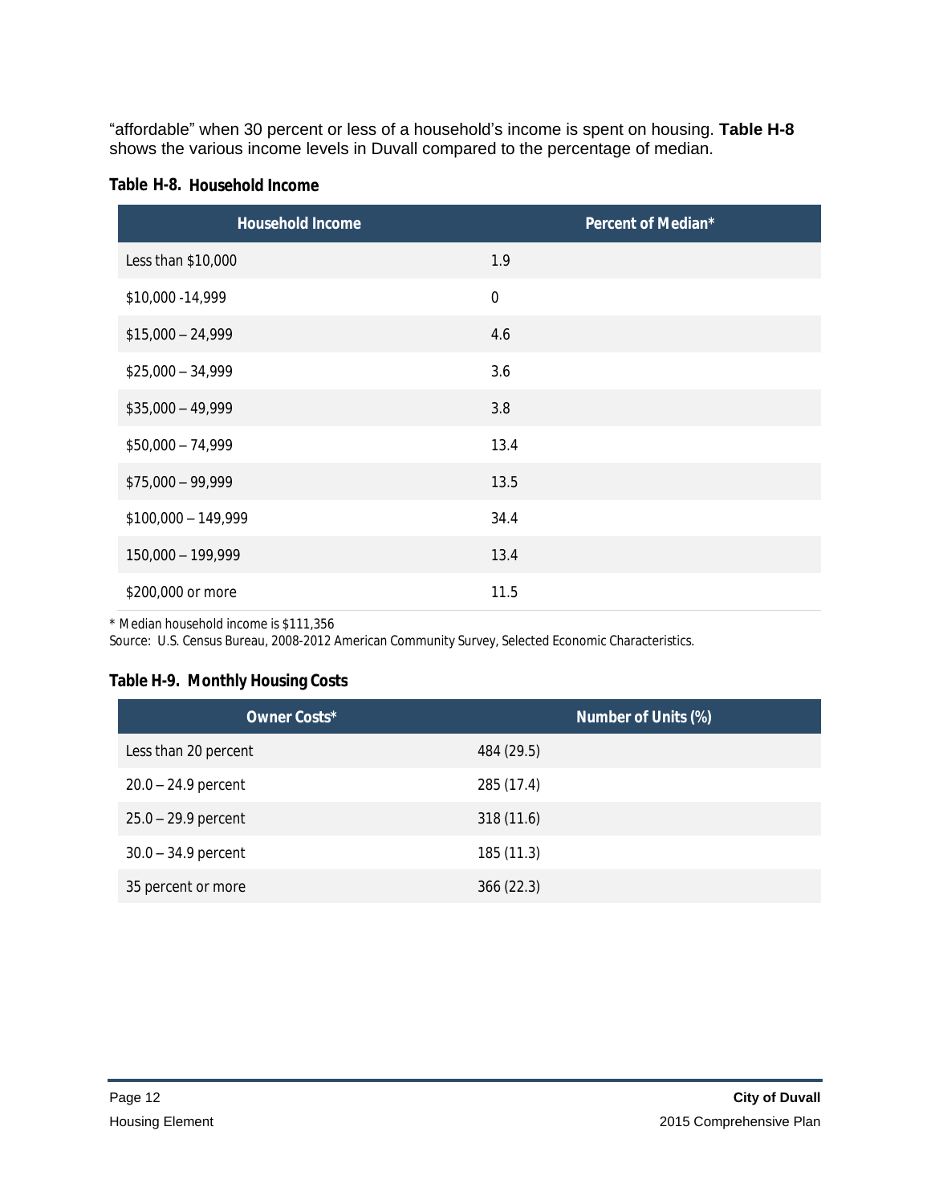"affordable" when 30 percent or less of a household's income is spent on housing. **Table H-8** shows the various income levels in Duvall compared to the percentage of median.

**Table H-8. Household Income**

| Household Income | Percent of Median* |
| --- | --- |
| Less than $10,000 | 1.9 |
| $10,000 -14,999 | 0 |
| $15,000 – 24,999 | 4.6 |
| $25,000 – 34,999 | 3.6 |
| $35,000 – 49,999 | 3.8 |
| $50,000 – 74,999 | 13.4 |
| $75,000 – 99,999 | 13.5 |
| $100,000 – 149,999 | 34.4 |
| 150,000 – 199,999 | 13.4 |
| $200,000 or more | 11.5 |

* Median household income is $111,356
Source: U.S. Census Bureau, 2008-2012 American Community Survey, Selected Economic Characteristics.

**Table H-9. Monthly Housing Costs**

| Owner Costs* | Number of Units (%) |
| --- | --- |
| Less than 20 percent | 484 (29.5) |
| 20.0 – 24.9 percent | 285 (17.4) |
| 25.0 – 29.9 percent | 318 (11.6) |
| 30.0 – 34.9 percent | 185 (11.3) |
| 35 percent or more | 366 (22.3) |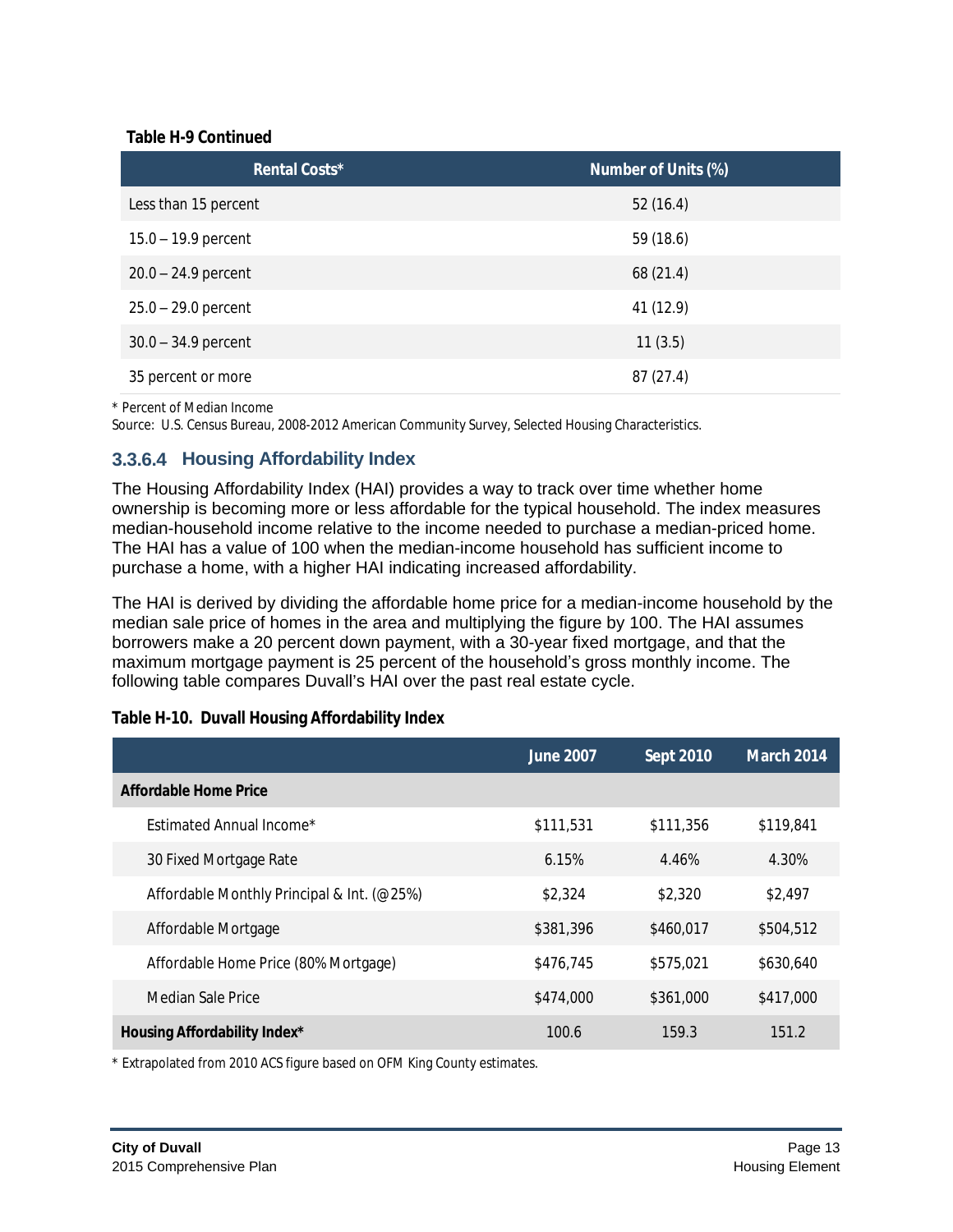**Table H-9 Continued**

| Rental Costs* | Number of Units (%) |
|---|---|
| Less than 15 percent | 52 (16.4) |
| 15.0 – 19.9 percent | 59 (18.6) |
| 20.0 – 24.9 percent | 68 (21.4) |
| 25.0 – 29.0 percent | 41 (12.9) |
| 30.0 – 34.9 percent | 11 (3.5) |
| 35 percent or more | 87 (27.4) |

* Percent of Median Income

Source: U.S. Census Bureau, 2008-2012 American Community Survey, Selected Housing Characteristics.

### 3.3.6.4 Housing Affordability Index

The Housing Affordability Index (HAI) provides a way to track over time whether home ownership is becoming more or less affordable for the typical household. The index measures median-household income relative to the income needed to purchase a median-priced home. The HAI has a value of 100 when the median-income household has sufficient income to purchase a home, with a higher HAI indicating increased affordability.

The HAI is derived by dividing the affordable home price for a median-income household by the median sale price of homes in the area and multiplying the figure by 100. The HAI assumes borrowers make a 20 percent down payment, with a 30-year fixed mortgage, and that the maximum mortgage payment is 25 percent of the household's gross monthly income. The following table compares Duvall's HAI over the past real estate cycle.

**Table H-10. Duvall Housing Affordability Index**

| | June 2007 | Sept 2010 | March 2014 |
|---|---|---|---|
| **Affordable Home Price** | | | |
| Estimated Annual Income* | $111,531 | $111,356 | $119,841 |
| 30 Fixed Mortgage Rate | 6.15% | 4.46% | 4.30% |
| Affordable Monthly Principal & Int. (@25%) | $2,324 | $2,320 | $2,497 |
| Affordable Mortgage | $381,396 | $460,017 | $504,512 |
| Affordable Home Price (80% Mortgage) | $476,745 | $575,021 | $630,640 |
| Median Sale Price | $474,000 | $361,000 | $417,000 |
| **Housing Affordability Index*** | 100.6 | 159.3 | 151.2 |

* Extrapolated from 2010 ACS figure based on OFM King County estimates.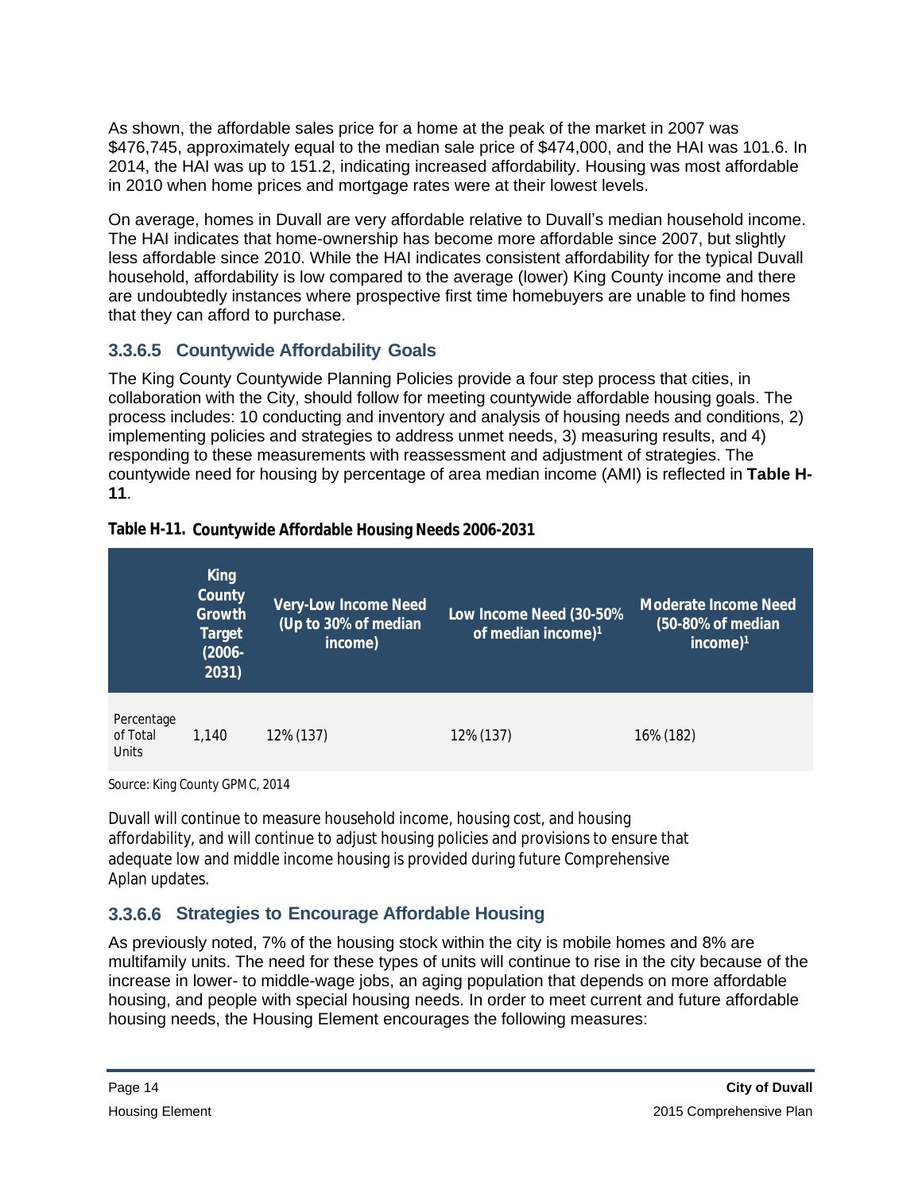As shown, the affordable sales price for a home at the peak of the market in 2007 was $476,745, approximately equal to the median sale price of $474,000, and the HAI was 101.6. In 2014, the HAI was up to 151.2, indicating increased affordability. Housing was most affordable in 2010 when home prices and mortgage rates were at their lowest levels.

On average, homes in Duvall are very affordable relative to Duvall's median household income. The HAI indicates that home-ownership has become more affordable since 2007, but slightly less affordable since 2010. While the HAI indicates consistent affordability for the typical Duvall household, affordability is low compared to the average (lower) King County income and there are undoubtedly instances where prospective first time homebuyers are unable to find homes that they can afford to purchase.

### 3.3.6.5 Countywide Affordability Goals

The King County Countywide Planning Policies provide a four step process that cities, in collaboration with the City, should follow for meeting countywide affordable housing goals. The process includes: 10 conducting and inventory and analysis of housing needs and conditions, 2) implementing policies and strategies to address unmet needs, 3) measuring results, and 4) responding to these measurements with reassessment and adjustment of strategies. The countywide need for housing by percentage of area median income (AMI) is reflected in **Table H-11**.

**Table H-11. Countywide Affordable Housing Needs 2006-2031**

| | King County Growth Target (2006-2031) | Very-Low Income Need (Up to 30% of median income) | Low Income Need (30-50% of median income)[1] | Moderate Income Need (50-80% of median income)[1] |
|---|---|---|---|---|
| Percentage of Total Units | 1,140 | 12% (137) | 12% (137) | 16% (182) |

Source: King County GPMC, 2014

Duvall will continue to measure household income, housing cost, and housing affordability, and will continue to adjust housing policies and provisions to ensure that adequate low and middle income housing is provided during future Comprehensive Aplan updates.

### 3.3.6.6 Strategies to Encourage Affordable Housing

As previously noted, 7% of the housing stock within the city is mobile homes and 8% are multifamily units. The need for these types of units will continue to rise in the city because of the increase in lower- to middle-wage jobs, an aging population that depends on more affordable housing, and people with special housing needs. In order to meet current and future affordable housing needs, the Housing Element encourages the following measures: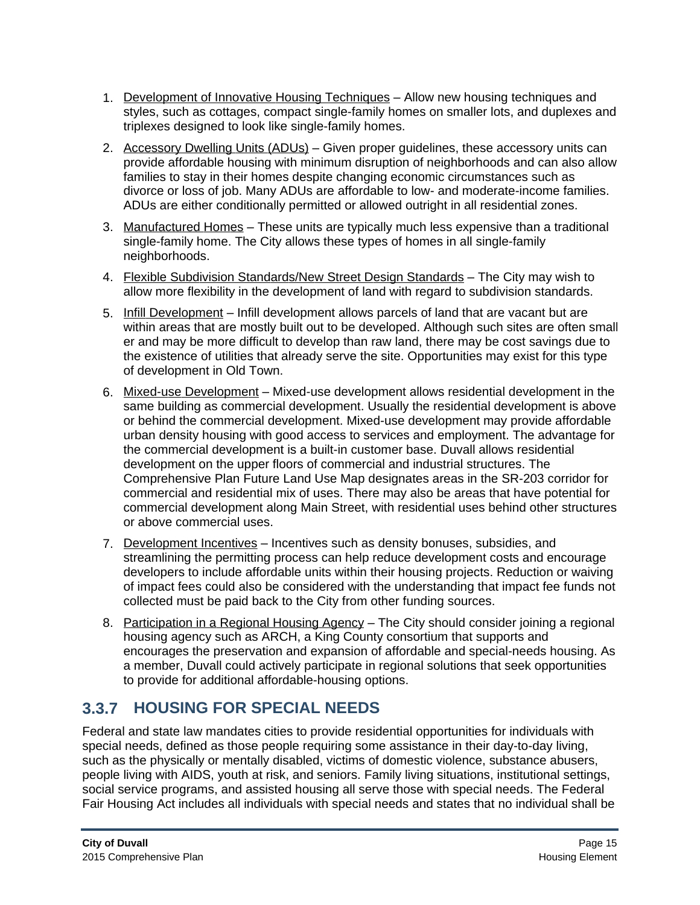1. Development of Innovative Housing Techniques – Allow new housing techniques and styles, such as cottages, compact single-family homes on smaller lots, and duplexes and triplexes designed to look like single-family homes.
2. Accessory Dwelling Units (ADUs) – Given proper guidelines, these accessory units can provide affordable housing with minimum disruption of neighborhoods and can also allow families to stay in their homes despite changing economic circumstances such as divorce or loss of job. Many ADUs are affordable to low- and moderate-income families. ADUs are either conditionally permitted or allowed outright in all residential zones.
3. Manufactured Homes – These units are typically much less expensive than a traditional single-family home. The City allows these types of homes in all single-family neighborhoods.
4. Flexible Subdivision Standards/New Street Design Standards – The City may wish to allow more flexibility in the development of land with regard to subdivision standards.
5. Infill Development – Infill development allows parcels of land that are vacant but are within areas that are mostly built out to be developed. Although such sites are often smaller and may be more difficult to develop than raw land, there may be cost savings due to the existence of utilities that already serve the site. Opportunities may exist for this type of development in Old Town.
6. Mixed-use Development – Mixed-use development allows residential development in the same building as commercial development. Usually the residential development is above or behind the commercial development. Mixed-use development may provide affordable urban density housing with good access to services and employment. The advantage for the commercial development is a built-in customer base. Duvall allows residential development on the upper floors of commercial and industrial structures. The Comprehensive Plan Future Land Use Map designates areas in the SR-203 corridor for commercial and residential mix of uses. There may also be areas that have potential for commercial development along Main Street, with residential uses behind other structures or above commercial uses.
7. Development Incentives – Incentives such as density bonuses, subsidies, and streamlining the permitting process can help reduce development costs and encourage developers to include affordable units within their housing projects. Reduction or waiving of impact fees could also be considered with the understanding that impact fee funds not collected must be paid back to the City from other funding sources.
8. Participation in a Regional Housing Agency – The City should consider joining a regional housing agency such as ARCH, a King County consortium that supports and encourages the preservation and expansion of affordable and special-needs housing. As a member, Duvall could actively participate in regional solutions that seek opportunities to provide for additional affordable-housing options.

### 3.3.7 HOUSING FOR SPECIAL NEEDS

Federal and state law mandates cities to provide residential opportunities for individuals with special needs, defined as those people requiring some assistance in their day-to-day living, such as the physically or mentally disabled, victims of domestic violence, substance abusers, people living with AIDS, youth at risk, and seniors. Family living situations, institutional settings, social service programs, and assisted housing all serve those with special needs. The Federal Fair Housing Act includes all individuals with special needs and states that no individual shall be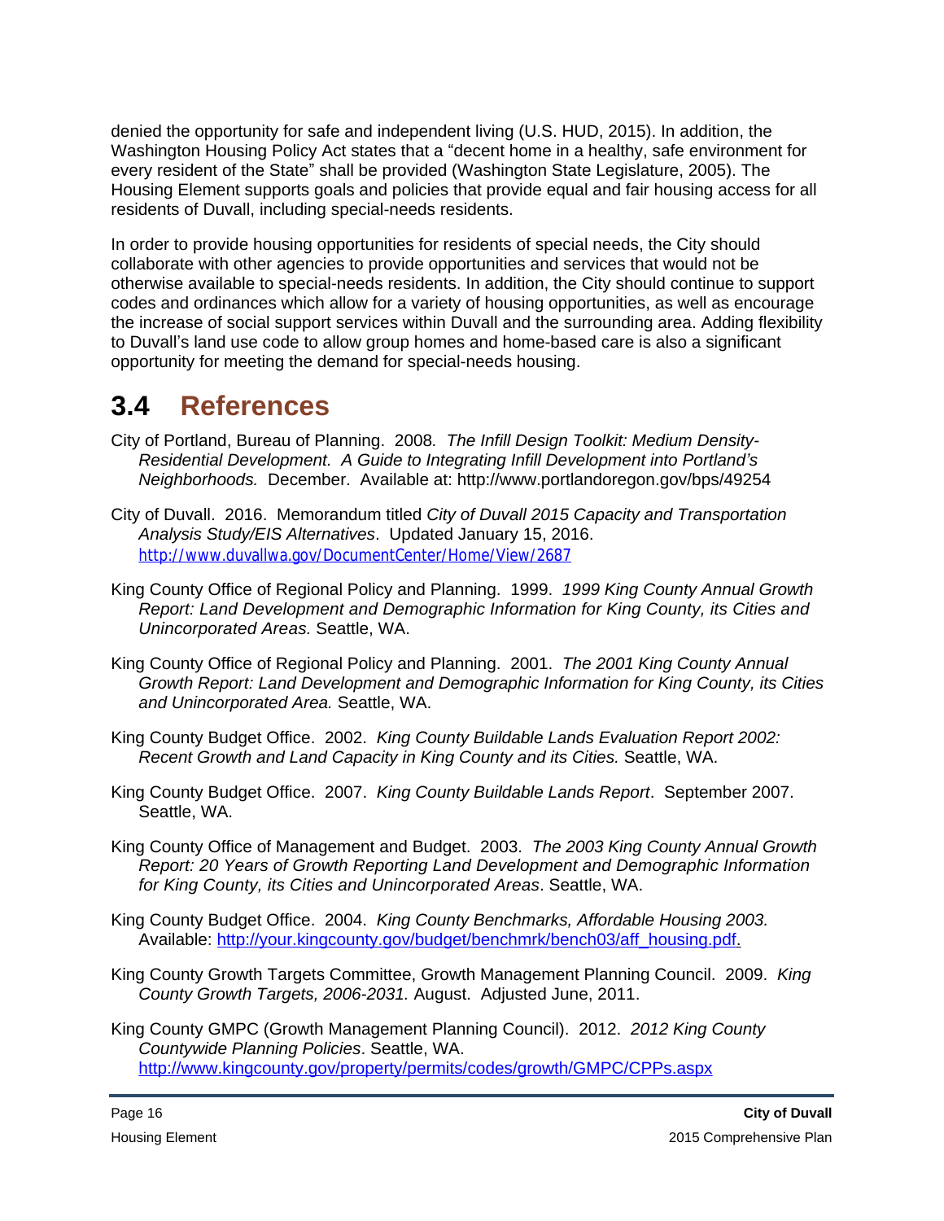denied the opportunity for safe and independent living (U.S. HUD, 2015). In addition, the Washington Housing Policy Act states that a "decent home in a healthy, safe environment for every resident of the State" shall be provided (Washington State Legislature, 2005). The Housing Element supports goals and policies that provide equal and fair housing access for all residents of Duvall, including special-needs residents.

In order to provide housing opportunities for residents of special needs, the City should collaborate with other agencies to provide opportunities and services that would not be otherwise available to special-needs residents. In addition, the City should continue to support codes and ordinances which allow for a variety of housing opportunities, as well as encourage the increase of social support services within Duvall and the surrounding area. Adding flexibility to Duvall's land use code to allow group homes and home-based care is also a significant opportunity for meeting the demand for special-needs housing.

## 3.4 References

City of Portland, Bureau of Planning. 2008. *The Infill Design Toolkit: Medium Density-Residential Development. A Guide to Integrating Infill Development into Portland's Neighborhoods.* December. Available at: http://www.portlandoregon.gov/bps/49254

City of Duvall. 2016. Memorandum titled *City of Duvall 2015 Capacity and Transportation Analysis Study/EIS Alternatives*. Updated January 15, 2016. http://www.duvallwa.gov/DocumentCenter/Home/View/2687

King County Office of Regional Policy and Planning. 1999. *1999 King County Annual Growth Report: Land Development and Demographic Information for King County, its Cities and Unincorporated Areas.* Seattle, WA.

King County Office of Regional Policy and Planning. 2001. *The 2001 King County Annual Growth Report: Land Development and Demographic Information for King County, its Cities and Unincorporated Area.* Seattle, WA.

King County Budget Office. 2002. *King County Buildable Lands Evaluation Report 2002: Recent Growth and Land Capacity in King County and its Cities.* Seattle, WA.

King County Budget Office. 2007. *King County Buildable Lands Report*. September 2007. Seattle, WA.

King County Office of Management and Budget. 2003. *The 2003 King County Annual Growth Report: 20 Years of Growth Reporting Land Development and Demographic Information for King County, its Cities and Unincorporated Areas*. Seattle, WA.

King County Budget Office. 2004. *King County Benchmarks, Affordable Housing 2003.* Available: http://your.kingcounty.gov/budget/benchmrk/bench03/aff_housing.pdf.

King County Growth Targets Committee, Growth Management Planning Council. 2009. *King County Growth Targets, 2006-2031.* August. Adjusted June, 2011.

King County GMPC (Growth Management Planning Council). 2012. *2012 King County Countywide Planning Policies*. Seattle, WA. http://www.kingcounty.gov/property/permits/codes/growth/GMPC/CPPs.aspx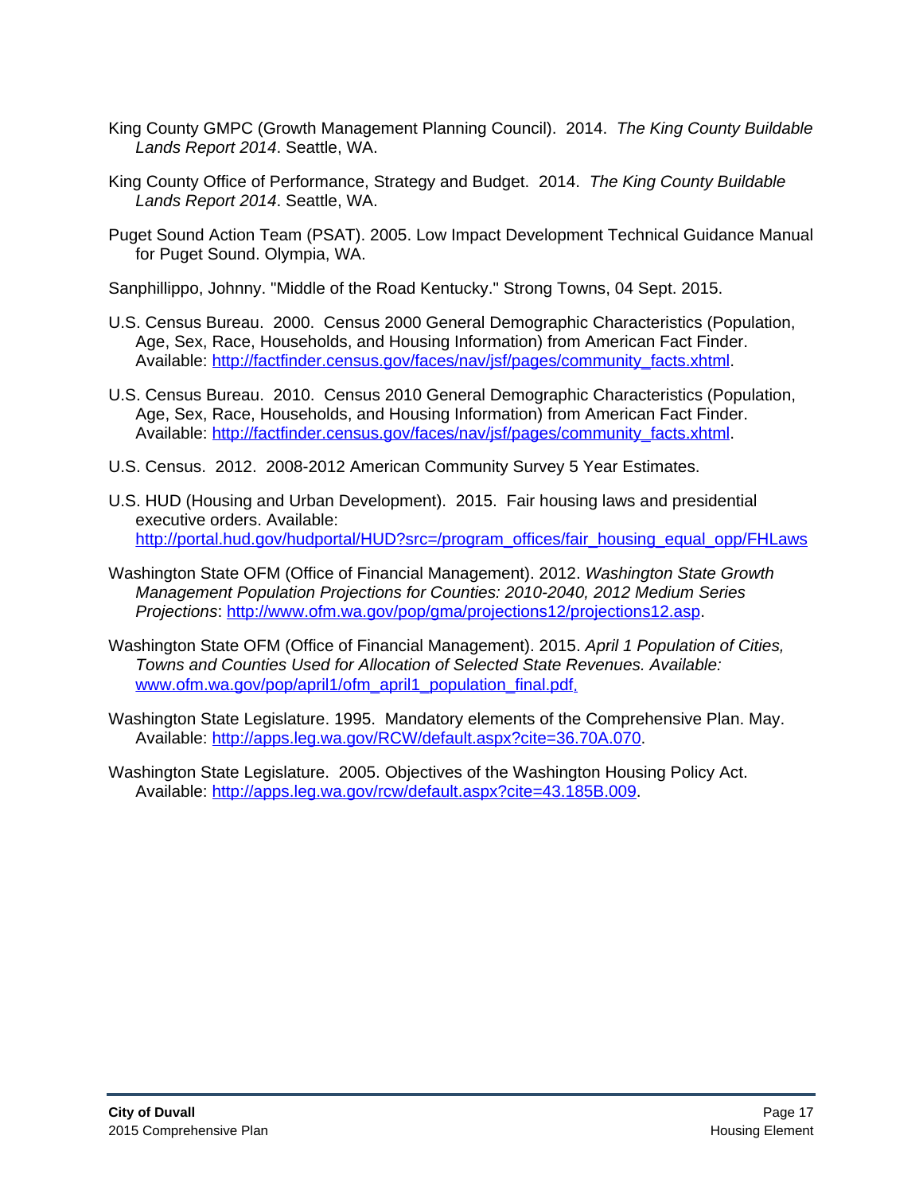King County GMPC (Growth Management Planning Council). 2014. *The King County Buildable Lands Report 2014*. Seattle, WA.

King County Office of Performance, Strategy and Budget. 2014. *The King County Buildable Lands Report 2014*. Seattle, WA.

Puget Sound Action Team (PSAT). 2005. Low Impact Development Technical Guidance Manual for Puget Sound. Olympia, WA.

Sanphillippo, Johnny. "Middle of the Road Kentucky." Strong Towns, 04 Sept. 2015.

U.S. Census Bureau. 2000. Census 2000 General Demographic Characteristics (Population, Age, Sex, Race, Households, and Housing Information) from American Fact Finder. Available: http://factfinder.census.gov/faces/nav/jsf/pages/community_facts.xhtml.

U.S. Census Bureau. 2010. Census 2010 General Demographic Characteristics (Population, Age, Sex, Race, Households, and Housing Information) from American Fact Finder. Available: http://factfinder.census.gov/faces/nav/jsf/pages/community_facts.xhtml.

U.S. Census. 2012. 2008-2012 American Community Survey 5 Year Estimates.

U.S. HUD (Housing and Urban Development). 2015. Fair housing laws and presidential executive orders. Available: http://portal.hud.gov/hudportal/HUD?src=/program_offices/fair_housing_equal_opp/FHLaws

Washington State OFM (Office of Financial Management). 2012. *Washington State Growth Management Population Projections for Counties: 2010-2040, 2012 Medium Series Projections*: http://www.ofm.wa.gov/pop/gma/projections12/projections12.asp.

Washington State OFM (Office of Financial Management). 2015. *April 1 Population of Cities, Towns and Counties Used for Allocation of Selected State Revenues. Available:* www.ofm.wa.gov/pop/april1/ofm_april1_population_final.pdf.

Washington State Legislature. 1995. Mandatory elements of the Comprehensive Plan. May. Available: http://apps.leg.wa.gov/RCW/default.aspx?cite=36.70A.070.

Washington State Legislature. 2005. Objectives of the Washington Housing Policy Act. Available: http://apps.leg.wa.gov/rcw/default.aspx?cite=43.185B.009.